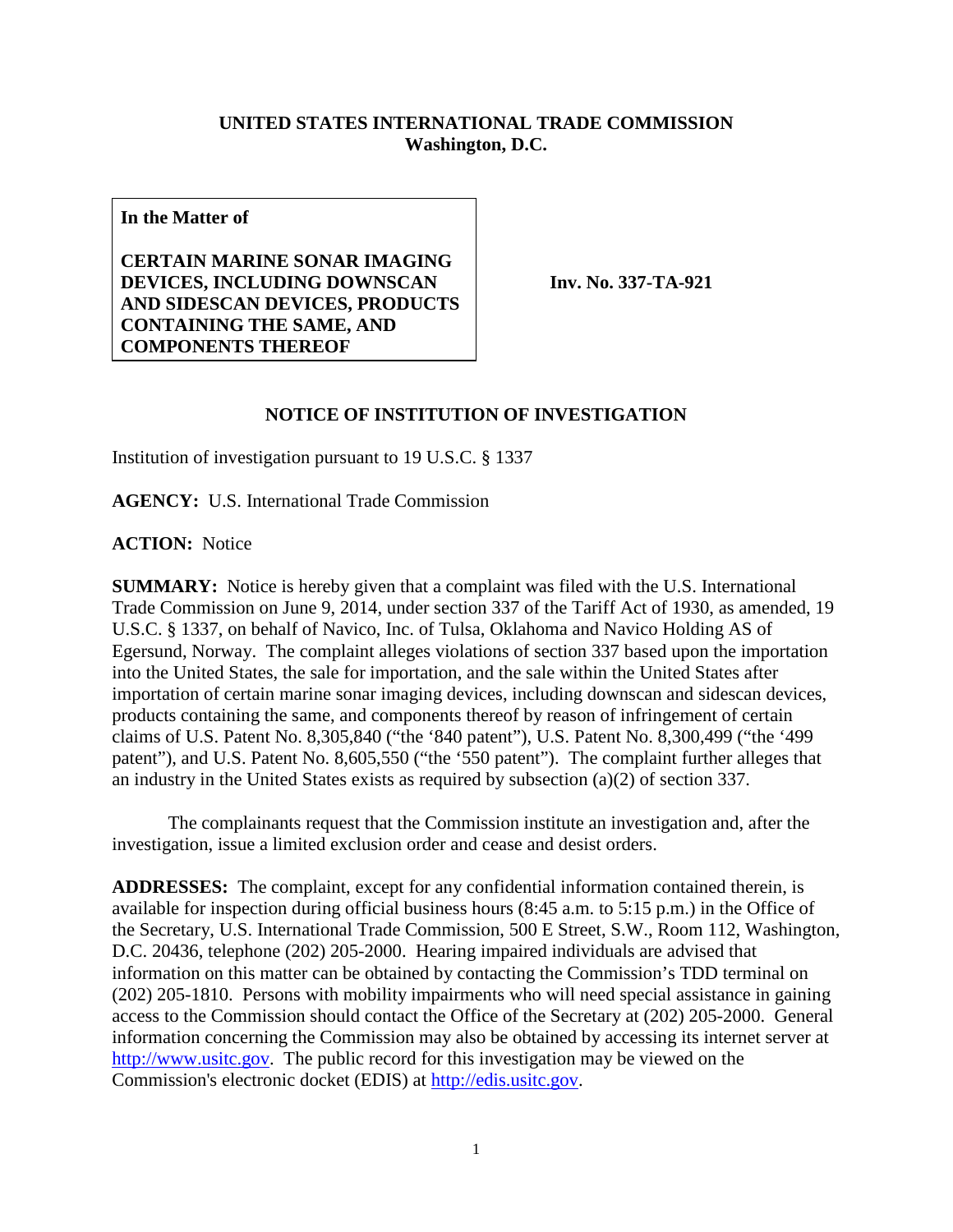**UNITED STATES INTERNATIONAL TRADE COMMISSION**
**Washington, D.C.**

**In the Matter of**

**CERTAIN MARINE SONAR IMAGING DEVICES, INCLUDING DOWNSCAN AND SIDESCAN DEVICES, PRODUCTS CONTAINING THE SAME, AND COMPONENTS THEREOF**

**Inv. No. 337-TA-921**

## NOTICE OF INSTITUTION OF INVESTIGATION

Institution of investigation pursuant to 19 U.S.C. § 1337

**AGENCY:** U.S. International Trade Commission

**ACTION:** Notice

**SUMMARY:** Notice is hereby given that a complaint was filed with the U.S. International Trade Commission on June 9, 2014, under section 337 of the Tariff Act of 1930, as amended, 19 U.S.C. § 1337, on behalf of Navico, Inc. of Tulsa, Oklahoma and Navico Holding AS of Egersund, Norway. The complaint alleges violations of section 337 based upon the importation into the United States, the sale for importation, and the sale within the United States after importation of certain marine sonar imaging devices, including downscan and sidescan devices, products containing the same, and components thereof by reason of infringement of certain claims of U.S. Patent No. 8,305,840 ("the '840 patent"), U.S. Patent No. 8,300,499 ("the '499 patent"), and U.S. Patent No. 8,605,550 ("the '550 patent"). The complaint further alleges that an industry in the United States exists as required by subsection (a)(2) of section 337.

The complainants request that the Commission institute an investigation and, after the investigation, issue a limited exclusion order and cease and desist orders.

**ADDRESSES:** The complaint, except for any confidential information contained therein, is available for inspection during official business hours (8:45 a.m. to 5:15 p.m.) in the Office of the Secretary, U.S. International Trade Commission, 500 E Street, S.W., Room 112, Washington, D.C. 20436, telephone (202) 205-2000. Hearing impaired individuals are advised that information on this matter can be obtained by contacting the Commission's TDD terminal on (202) 205-1810. Persons with mobility impairments who will need special assistance in gaining access to the Commission should contact the Office of the Secretary at (202) 205-2000. General information concerning the Commission may also be obtained by accessing its internet server at http://www.usitc.gov. The public record for this investigation may be viewed on the Commission's electronic docket (EDIS) at http://edis.usitc.gov.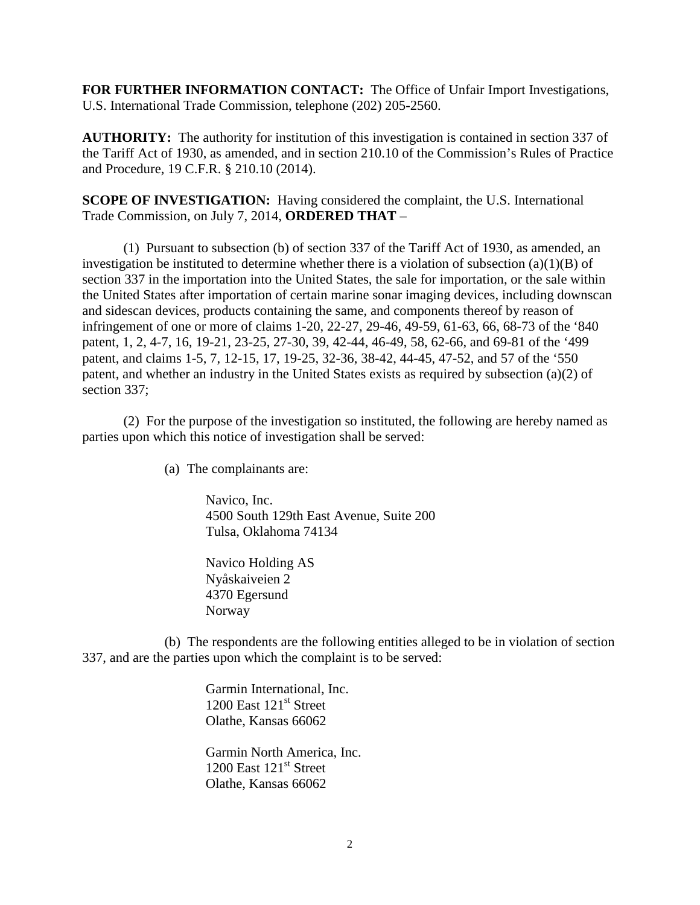**FOR FURTHER INFORMATION CONTACT:** The Office of Unfair Import Investigations, U.S. International Trade Commission, telephone (202) 205-2560.

**AUTHORITY:** The authority for institution of this investigation is contained in section 337 of the Tariff Act of 1930, as amended, and in section 210.10 of the Commission's Rules of Practice and Procedure, 19 C.F.R. § 210.10 (2014).

**SCOPE OF INVESTIGATION:** Having considered the complaint, the U.S. International Trade Commission, on July 7, 2014, **ORDERED THAT** –

(1) Pursuant to subsection (b) of section 337 of the Tariff Act of 1930, as amended, an investigation be instituted to determine whether there is a violation of subsection (a)(1)(B) of section 337 in the importation into the United States, the sale for importation, or the sale within the United States after importation of certain marine sonar imaging devices, including downscan and sidescan devices, products containing the same, and components thereof by reason of infringement of one or more of claims 1-20, 22-27, 29-46, 49-59, 61-63, 66, 68-73 of the '840 patent, 1, 2, 4-7, 16, 19-21, 23-25, 27-30, 39, 42-44, 46-49, 58, 62-66, and 69-81 of the '499 patent, and claims 1-5, 7, 12-15, 17, 19-25, 32-36, 38-42, 44-45, 47-52, and 57 of the '550 patent, and whether an industry in the United States exists as required by subsection (a)(2) of section 337;

(2) For the purpose of the investigation so instituted, the following are hereby named as parties upon which this notice of investigation shall be served:

(a) The complainants are:

Navico, Inc.
4500 South 129th East Avenue, Suite 200
Tulsa, Oklahoma 74134

Navico Holding AS
Nyåskaiveien 2
4370 Egersund
Norway

(b) The respondents are the following entities alleged to be in violation of section 337, and are the parties upon which the complaint is to be served:

Garmin International, Inc.
1200 East 121st Street
Olathe, Kansas 66062

Garmin North America, Inc.
1200 East 121st Street
Olathe, Kansas 66062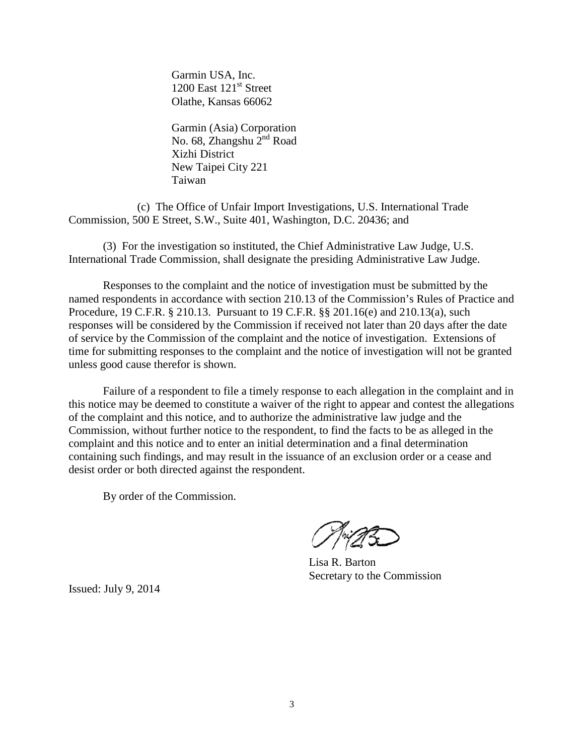Garmin USA, Inc.
1200 East 121st Street
Olathe, Kansas 66062

Garmin (Asia) Corporation
No. 68, Zhangshu 2nd Road
Xizhi District
New Taipei City 221
Taiwan

(c) The Office of Unfair Import Investigations, U.S. International Trade Commission, 500 E Street, S.W., Suite 401, Washington, D.C. 20436; and

(3) For the investigation so instituted, the Chief Administrative Law Judge, U.S. International Trade Commission, shall designate the presiding Administrative Law Judge.

Responses to the complaint and the notice of investigation must be submitted by the named respondents in accordance with section 210.13 of the Commission's Rules of Practice and Procedure, 19 C.F.R. § 210.13. Pursuant to 19 C.F.R. §§ 201.16(e) and 210.13(a), such responses will be considered by the Commission if received not later than 20 days after the date of service by the Commission of the complaint and the notice of investigation. Extensions of time for submitting responses to the complaint and the notice of investigation will not be granted unless good cause therefor is shown.

Failure of a respondent to file a timely response to each allegation in the complaint and in this notice may be deemed to constitute a waiver of the right to appear and contest the allegations of the complaint and this notice, and to authorize the administrative law judge and the Commission, without further notice to the respondent, to find the facts to be as alleged in the complaint and this notice and to enter an initial determination and a final determination containing such findings, and may result in the issuance of an exclusion order or a cease and desist order or both directed against the respondent.

By order of the Commission.

Lisa R. Barton
Secretary to the Commission

Issued: July 9, 2014